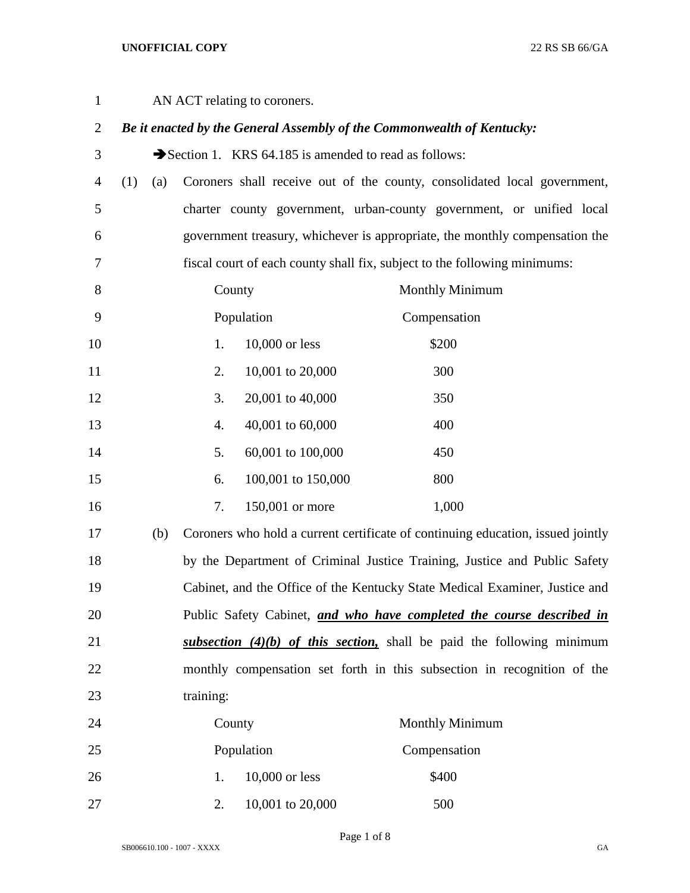AN ACT relating to coroners.

***Be it enacted by the General Assembly of the Commonwealth of Kentucky:***

➔Section 1. KRS 64.185 is amended to read as follows:

(1) (a) Coroners shall receive out of the county, consolidated local government, charter county government, urban-county government, or unified local government treasury, whichever is appropriate, the monthly compensation the fiscal court of each county shall fix, subject to the following minimums:

| | County Population | Monthly Minimum Compensation |
|---|---|---|
| 1. | 10,000 or less | $200 |
| 2. | 10,001 to 20,000 | 300 |
| 3. | 20,001 to 40,000 | 350 |
| 4. | 40,001 to 60,000 | 400 |
| 5. | 60,001 to 100,000 | 450 |
| 6. | 100,001 to 150,000 | 800 |
| 7. | 150,001 or more | 1,000 |

(b) Coroners who hold a current certificate of continuing education, issued jointly by the Department of Criminal Justice Training, Justice and Public Safety Cabinet, and the Office of the Kentucky State Medical Examiner, Justice and Public Safety Cabinet, ***and who have completed the course described in subsection (4)(b) of this section,*** shall be paid the following minimum monthly compensation set forth in this subsection in recognition of the training:

| | County Population | Monthly Minimum Compensation |
|---|---|---|
| 1. | 10,000 or less | $400 |
| 2. | 10,001 to 20,000 | 500 |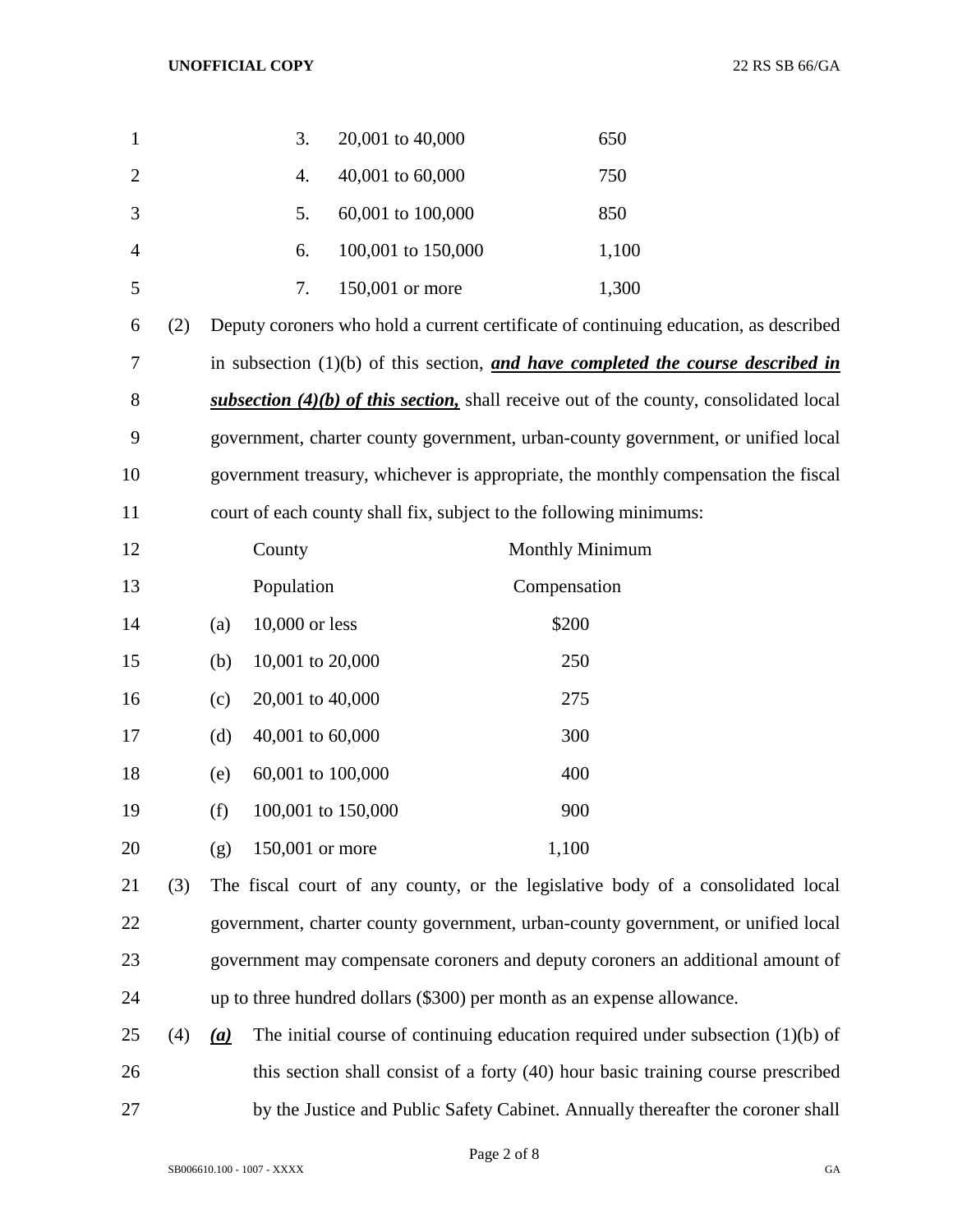| | | |
|---|---|---|
| 3. | 20,001 to 40,000 | 650 |
| 4. | 40,001 to 60,000 | 750 |
| 5. | 60,001 to 100,000 | 850 |
| 6. | 100,001 to 150,000 | 1,100 |
| 7. | 150,001 or more | 1,300 |

(2) Deputy coroners who hold a current certificate of continuing education, as described in subsection (1)(b) of this section, ***and have completed the course described in subsection (4)(b) of this section,*** shall receive out of the county, consolidated local government, charter county government, urban-county government, or unified local government treasury, whichever is appropriate, the monthly compensation the fiscal court of each county shall fix, subject to the following minimums:

| | County Population | Monthly Minimum Compensation |
|---|---|---|
| (a) | 10,000 or less | $200 |
| (b) | 10,001 to 20,000 | 250 |
| (c) | 20,001 to 40,000 | 275 |
| (d) | 40,001 to 60,000 | 300 |
| (e) | 60,001 to 100,000 | 400 |
| (f) | 100,001 to 150,000 | 900 |
| (g) | 150,001 or more | 1,100 |

(3) The fiscal court of any county, or the legislative body of a consolidated local government, charter county government, urban-county government, or unified local government may compensate coroners and deputy coroners an additional amount of up to three hundred dollars ($300) per month as an expense allowance.

(4) ***(a)*** The initial course of continuing education required under subsection (1)(b) of this section shall consist of a forty (40) hour basic training course prescribed by the Justice and Public Safety Cabinet. Annually thereafter the coroner shall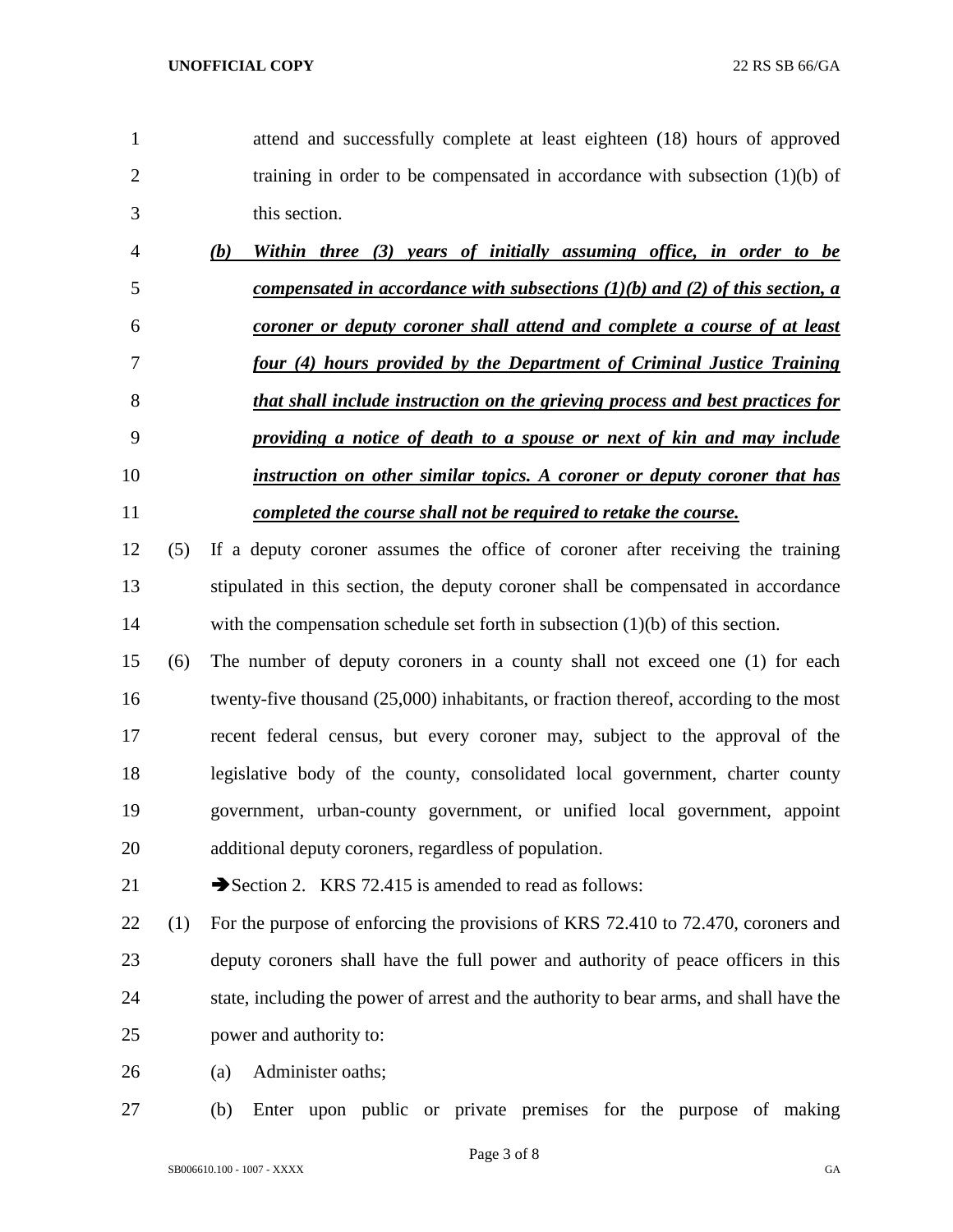attend and successfully complete at least eighteen (18) hours of approved training in order to be compensated in accordance with subsection (1)(b) of this section.

***(b) Within three (3) years of initially assuming office, in order to be compensated in accordance with subsections (1)(b) and (2) of this section, a coroner or deputy coroner shall attend and complete a course of at least four (4) hours provided by the Department of Criminal Justice Training that shall include instruction on the grieving process and best practices for providing a notice of death to a spouse or next of kin and may include instruction on other similar topics. A coroner or deputy coroner that has completed the course shall not be required to retake the course.***

(5) If a deputy coroner assumes the office of coroner after receiving the training stipulated in this section, the deputy coroner shall be compensated in accordance with the compensation schedule set forth in subsection (1)(b) of this section.

(6) The number of deputy coroners in a county shall not exceed one (1) for each twenty-five thousand (25,000) inhabitants, or fraction thereof, according to the most recent federal census, but every coroner may, subject to the approval of the legislative body of the county, consolidated local government, charter county government, urban-county government, or unified local government, appoint additional deputy coroners, regardless of population.

➔Section 2. KRS 72.415 is amended to read as follows:

(1) For the purpose of enforcing the provisions of KRS 72.410 to 72.470, coroners and deputy coroners shall have the full power and authority of peace officers in this state, including the power of arrest and the authority to bear arms, and shall have the power and authority to:

(a) Administer oaths;

(b) Enter upon public or private premises for the purpose of making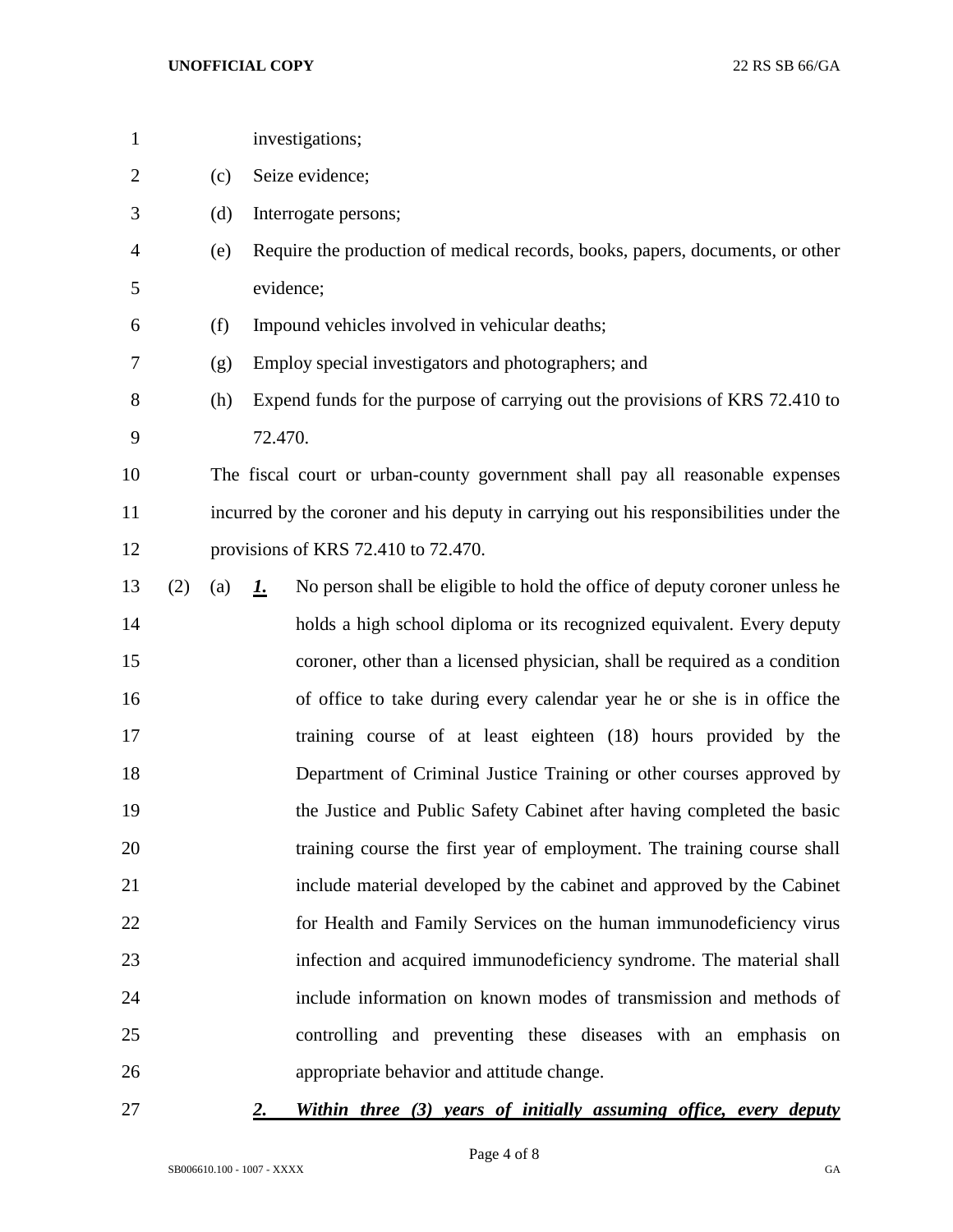investigations;

(c) Seize evidence;

(d) Interrogate persons;

(e) Require the production of medical records, books, papers, documents, or other evidence;

(f) Impound vehicles involved in vehicular deaths;

(g) Employ special investigators and photographers; and

(h) Expend funds for the purpose of carrying out the provisions of KRS 72.410 to 72.470.

The fiscal court or urban-county government shall pay all reasonable expenses incurred by the coroner and his deputy in carrying out his responsibilities under the provisions of KRS 72.410 to 72.470.

(2) (a) ***1.*** No person shall be eligible to hold the office of deputy coroner unless he holds a high school diploma or its recognized equivalent. Every deputy coroner, other than a licensed physician, shall be required as a condition of office to take during every calendar year he or she is in office the training course of at least eighteen (18) hours provided by the Department of Criminal Justice Training or other courses approved by the Justice and Public Safety Cabinet after having completed the basic training course the first year of employment. The training course shall include material developed by the cabinet and approved by the Cabinet for Health and Family Services on the human immunodeficiency virus infection and acquired immunodeficiency syndrome. The material shall include information on known modes of transmission and methods of controlling and preventing these diseases with an emphasis on appropriate behavior and attitude change.

***2. Within three (3) years of initially assuming office, every deputy***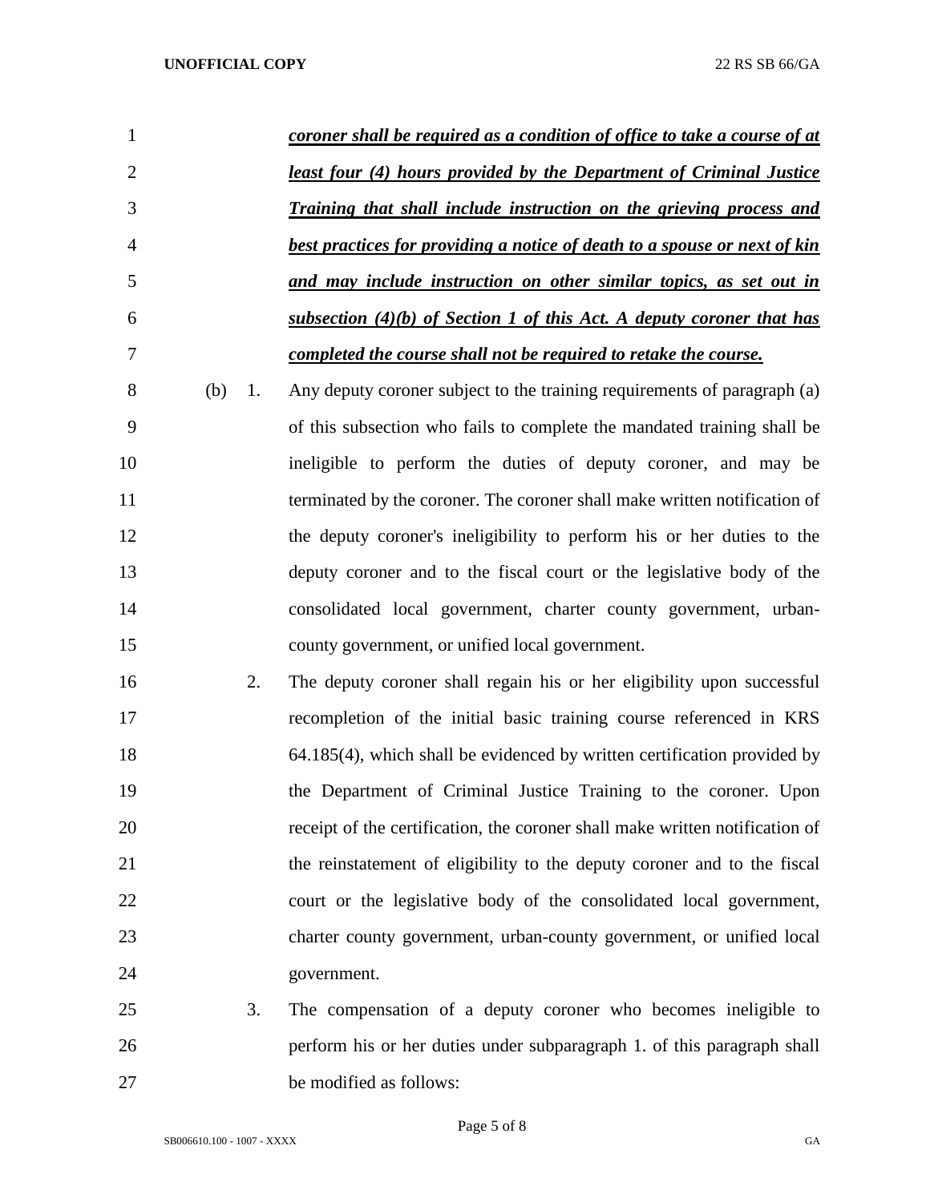***coroner shall be required as a condition of office to take a course of at least four (4) hours provided by the Department of Criminal Justice Training that shall include instruction on the grieving process and best practices for providing a notice of death to a spouse or next of kin and may include instruction on other similar topics, as set out in subsection (4)(b) of Section 1 of this Act. A deputy coroner that has completed the course shall not be required to retake the course.***

(b) 1. Any deputy coroner subject to the training requirements of paragraph (a) of this subsection who fails to complete the mandated training shall be ineligible to perform the duties of deputy coroner, and may be terminated by the coroner. The coroner shall make written notification of the deputy coroner's ineligibility to perform his or her duties to the deputy coroner and to the fiscal court or the legislative body of the consolidated local government, charter county government, urban-county government, or unified local government.

2. The deputy coroner shall regain his or her eligibility upon successful recompletion of the initial basic training course referenced in KRS 64.185(4), which shall be evidenced by written certification provided by the Department of Criminal Justice Training to the coroner. Upon receipt of the certification, the coroner shall make written notification of the reinstatement of eligibility to the deputy coroner and to the fiscal court or the legislative body of the consolidated local government, charter county government, urban-county government, or unified local government.

3. The compensation of a deputy coroner who becomes ineligible to perform his or her duties under subparagraph 1. of this paragraph shall be modified as follows: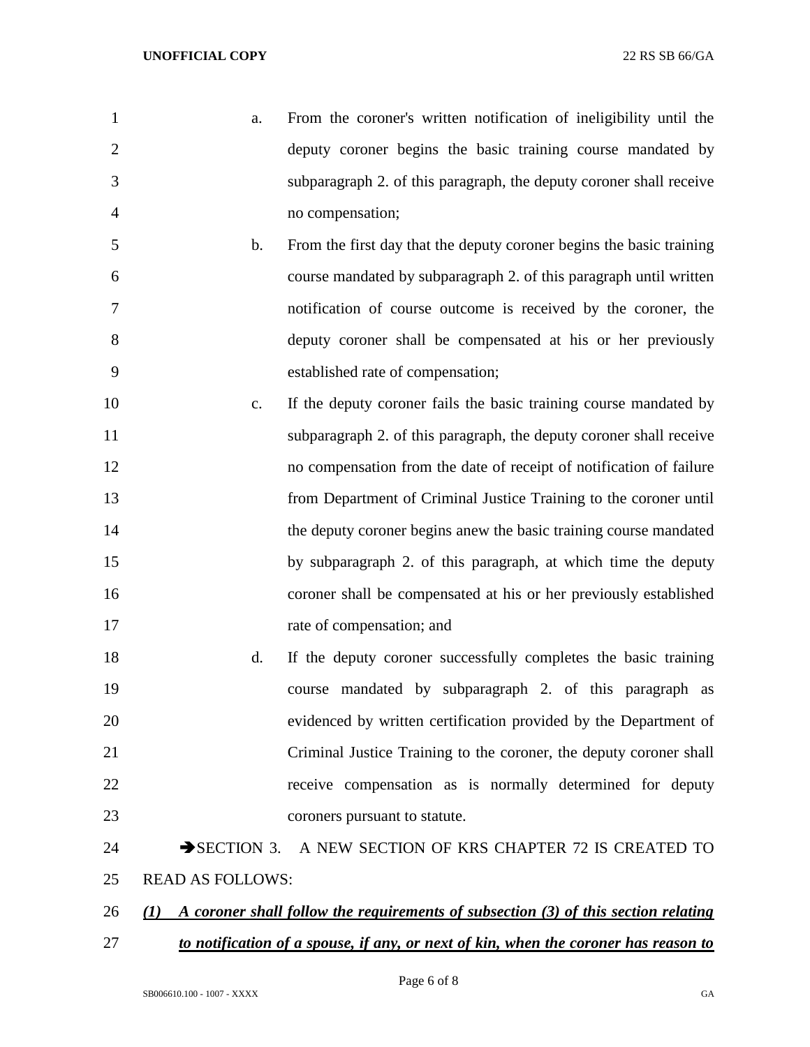a. From the coroner's written notification of ineligibility until the deputy coroner begins the basic training course mandated by subparagraph 2. of this paragraph, the deputy coroner shall receive no compensation;

b. From the first day that the deputy coroner begins the basic training course mandated by subparagraph 2. of this paragraph until written notification of course outcome is received by the coroner, the deputy coroner shall be compensated at his or her previously established rate of compensation;

c. If the deputy coroner fails the basic training course mandated by subparagraph 2. of this paragraph, the deputy coroner shall receive no compensation from the date of receipt of notification of failure from Department of Criminal Justice Training to the coroner until the deputy coroner begins anew the basic training course mandated by subparagraph 2. of this paragraph, at which time the deputy coroner shall be compensated at his or her previously established rate of compensation; and

d. If the deputy coroner successfully completes the basic training course mandated by subparagraph 2. of this paragraph as evidenced by written certification provided by the Department of Criminal Justice Training to the coroner, the deputy coroner shall receive compensation as is normally determined for deputy coroners pursuant to statute.

➔SECTION 3. A NEW SECTION OF KRS CHAPTER 72 IS CREATED TO READ AS FOLLOWS:

***(1) A coroner shall follow the requirements of subsection (3) of this section relating to notification of a spouse, if any, or next of kin, when the coroner has reason to***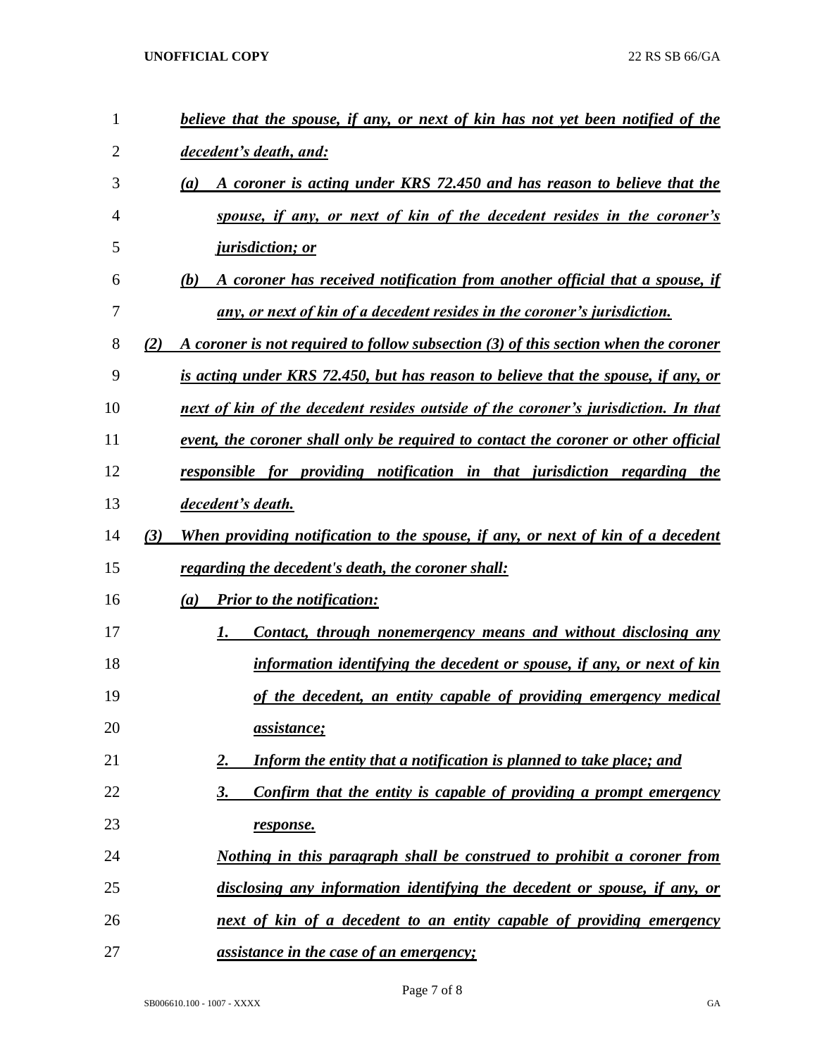*believe that the spouse, if any, or next of kin has not yet been notified of the decedent's death, and:*

*(a) A coroner is acting under KRS 72.450 and has reason to believe that the spouse, if any, or next of kin of the decedent resides in the coroner's jurisdiction; or*

*(b) A coroner has received notification from another official that a spouse, if any, or next of kin of a decedent resides in the coroner's jurisdiction.*

*(2) A coroner is not required to follow subsection (3) of this section when the coroner is acting under KRS 72.450, but has reason to believe that the spouse, if any, or next of kin of the decedent resides outside of the coroner's jurisdiction. In that event, the coroner shall only be required to contact the coroner or other official responsible for providing notification in that jurisdiction regarding the decedent's death.*

*(3) When providing notification to the spouse, if any, or next of kin of a decedent regarding the decedent's death, the coroner shall:*

*(a) Prior to the notification:*

*1. Contact, through nonemergency means and without disclosing any information identifying the decedent or spouse, if any, or next of kin of the decedent, an entity capable of providing emergency medical assistance;*

*2. Inform the entity that a notification is planned to take place; and*

*3. Confirm that the entity is capable of providing a prompt emergency response.*

*Nothing in this paragraph shall be construed to prohibit a coroner from disclosing any information identifying the decedent or spouse, if any, or next of kin of a decedent to an entity capable of providing emergency assistance in the case of an emergency;*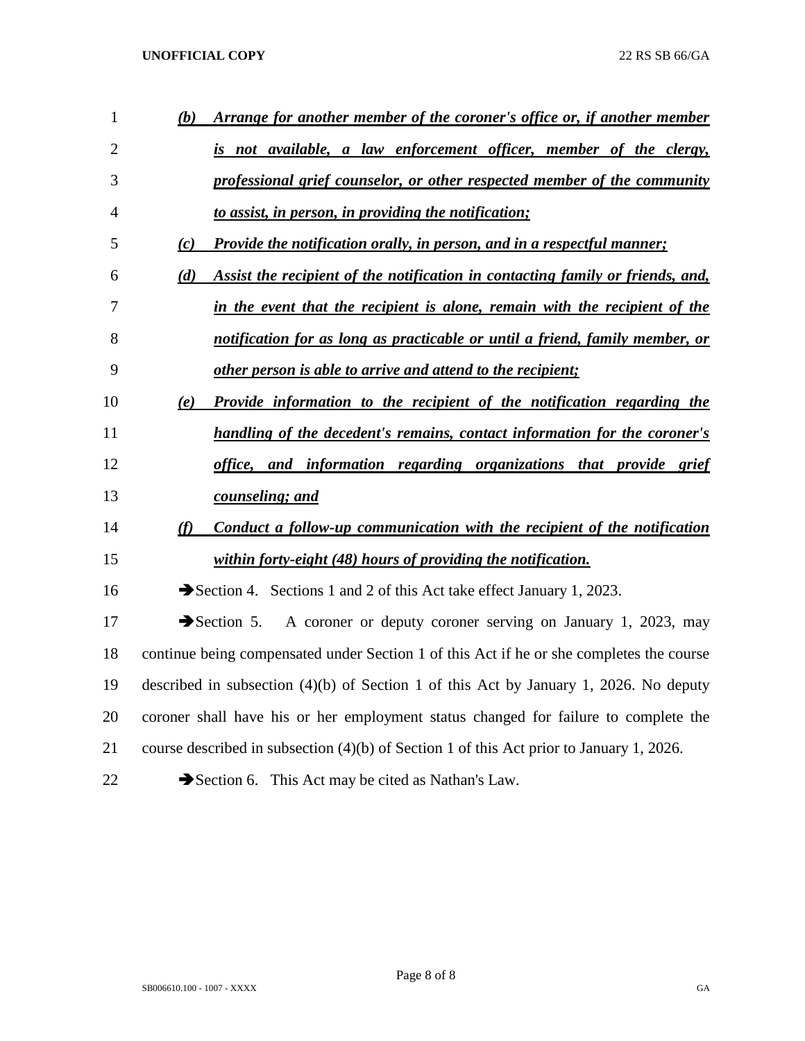*(b)* ***Arrange for another member of the coroner's office or, if another member is not available, a law enforcement officer, member of the clergy, professional grief counselor, or other respected member of the community to assist, in person, in providing the notification;***

*(c)* ***Provide the notification orally, in person, and in a respectful manner;***

*(d)* ***Assist the recipient of the notification in contacting family or friends, and, in the event that the recipient is alone, remain with the recipient of the notification for as long as practicable or until a friend, family member, or other person is able to arrive and attend to the recipient;***

*(e)* ***Provide information to the recipient of the notification regarding the handling of the decedent's remains, contact information for the coroner's office, and information regarding organizations that provide grief counseling; and***

*(f)* ***Conduct a follow-up communication with the recipient of the notification within forty-eight (48) hours of providing the notification.***

➔Section 4. Sections 1 and 2 of this Act take effect January 1, 2023.

➔Section 5. A coroner or deputy coroner serving on January 1, 2023, may continue being compensated under Section 1 of this Act if he or she completes the course described in subsection (4)(b) of Section 1 of this Act by January 1, 2026. No deputy coroner shall have his or her employment status changed for failure to complete the course described in subsection (4)(b) of Section 1 of this Act prior to January 1, 2026.

➔Section 6. This Act may be cited as Nathan's Law.